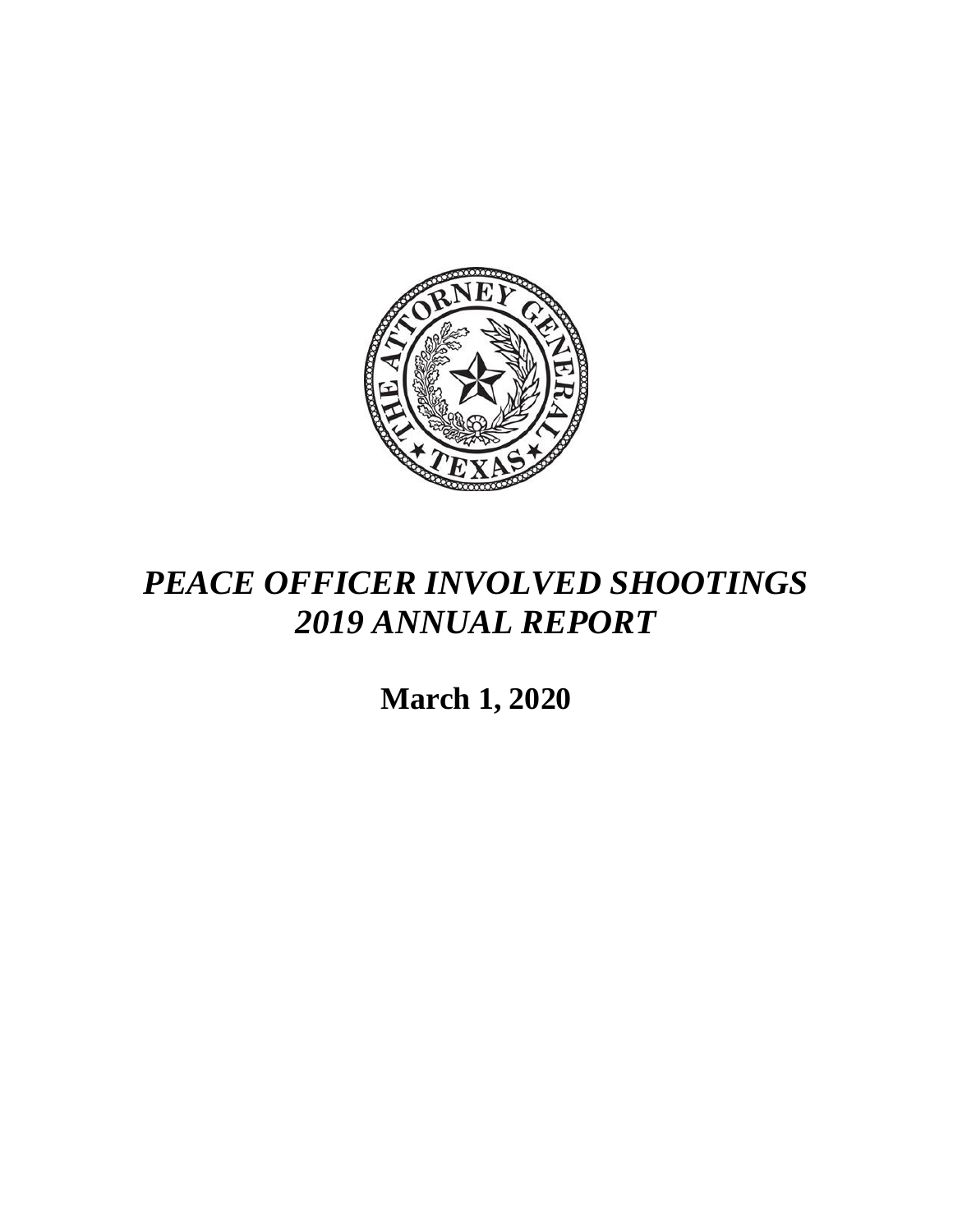# *PEACE OFFICER INVOLVED SHOOTINGS 2019 ANNUAL REPORT*

**March 1, 2020**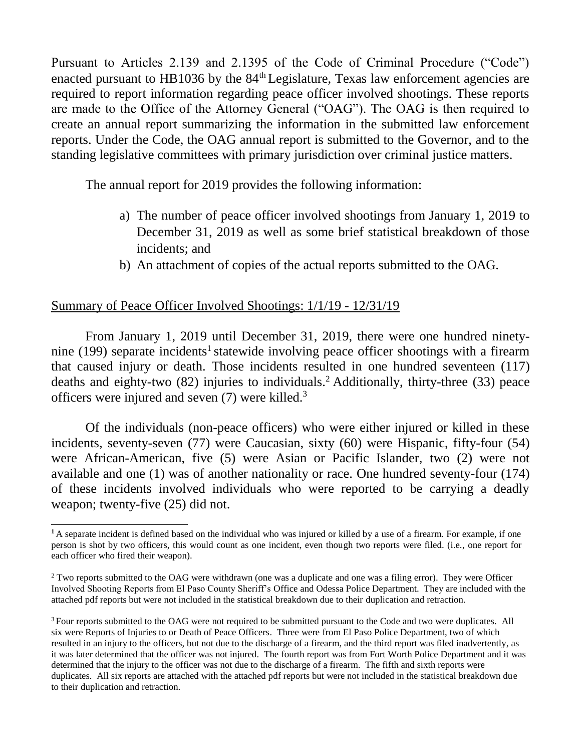Pursuant to Articles 2.139 and 2.1395 of the Code of Criminal Procedure ("Code") enacted pursuant to HB1036 by the 84th Legislature, Texas law enforcement agencies are required to report information regarding peace officer involved shootings. These reports are made to the Office of the Attorney General ("OAG"). The OAG is then required to create an annual report summarizing the information in the submitted law enforcement reports. Under the Code, the OAG annual report is submitted to the Governor, and to the standing legislative committees with primary jurisdiction over criminal justice matters.

The annual report for 2019 provides the following information:

a) The number of peace officer involved shootings from January 1, 2019 to December 31, 2019 as well as some brief statistical breakdown of those incidents; and
b) An attachment of copies of the actual reports submitted to the OAG.

## Summary of Peace Officer Involved Shootings: 1/1/19 - 12/31/19

From January 1, 2019 until December 31, 2019, there were one hundred ninety-nine (199) separate incidents[1] statewide involving peace officer shootings with a firearm that caused injury or death. Those incidents resulted in one hundred seventeen (117) deaths and eighty-two (82) injuries to individuals.[2] Additionally, thirty-three (33) peace officers were injured and seven (7) were killed.[3]

Of the individuals (non-peace officers) who were either injured or killed in these incidents, seventy-seven (77) were Caucasian, sixty (60) were Hispanic, fifty-four (54) were African-American, five (5) were Asian or Pacific Islander, two (2) were not available and one (1) was of another nationality or race. One hundred seventy-four (174) of these incidents involved individuals who were reported to be carrying a deadly weapon; twenty-five (25) did not.

---

[1] A separate incident is defined based on the individual who was injured or killed by a use of a firearm. For example, if one person is shot by two officers, this would count as one incident, even though two reports were filed. (i.e., one report for each officer who fired their weapon).

[2] Two reports submitted to the OAG were withdrawn (one was a duplicate and one was a filing error). They were Officer Involved Shooting Reports from El Paso County Sheriff's Office and Odessa Police Department. They are included with the attached pdf reports but were not included in the statistical breakdown due to their duplication and retraction.

[3] Four reports submitted to the OAG were not required to be submitted pursuant to the Code and two were duplicates. All six were Reports of Injuries to or Death of Peace Officers. Three were from El Paso Police Department, two of which resulted in an injury to the officers, but not due to the discharge of a firearm, and the third report was filed inadvertently, as it was later determined that the officer was not injured. The fourth report was from Fort Worth Police Department and it was determined that the injury to the officer was not due to the discharge of a firearm. The fifth and sixth reports were duplicates. All six reports are attached with the attached pdf reports but were not included in the statistical breakdown due to their duplication and retraction.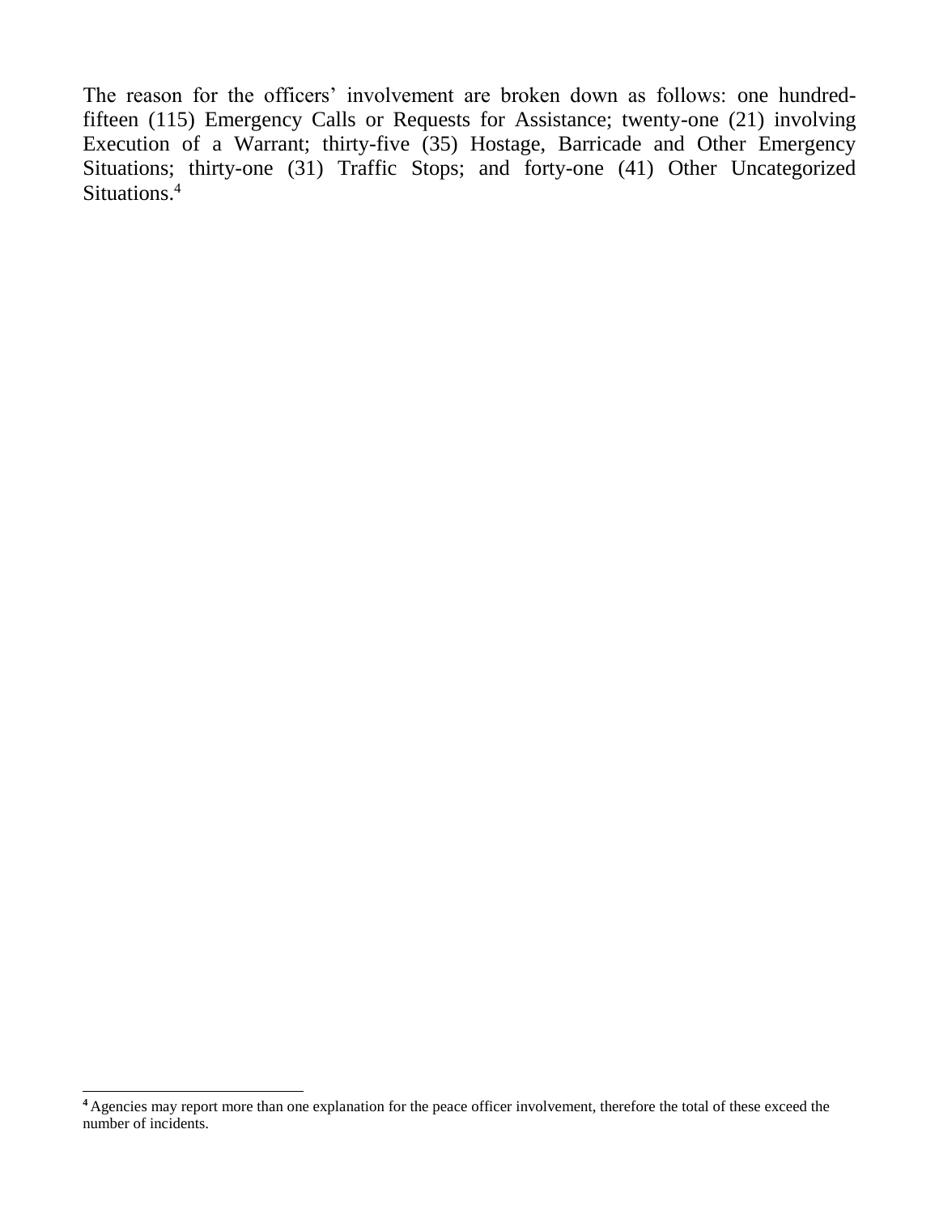The reason for the officers' involvement are broken down as follows: one hundred-fifteen (115) Emergency Calls or Requests for Assistance; twenty-one (21) involving Execution of a Warrant; thirty-five (35) Hostage, Barricade and Other Emergency Situations; thirty-one (31) Traffic Stops; and forty-one (41) Other Uncategorized Situations.[4]

[4] Agencies may report more than one explanation for the peace officer involvement, therefore the total of these exceed the number of incidents.